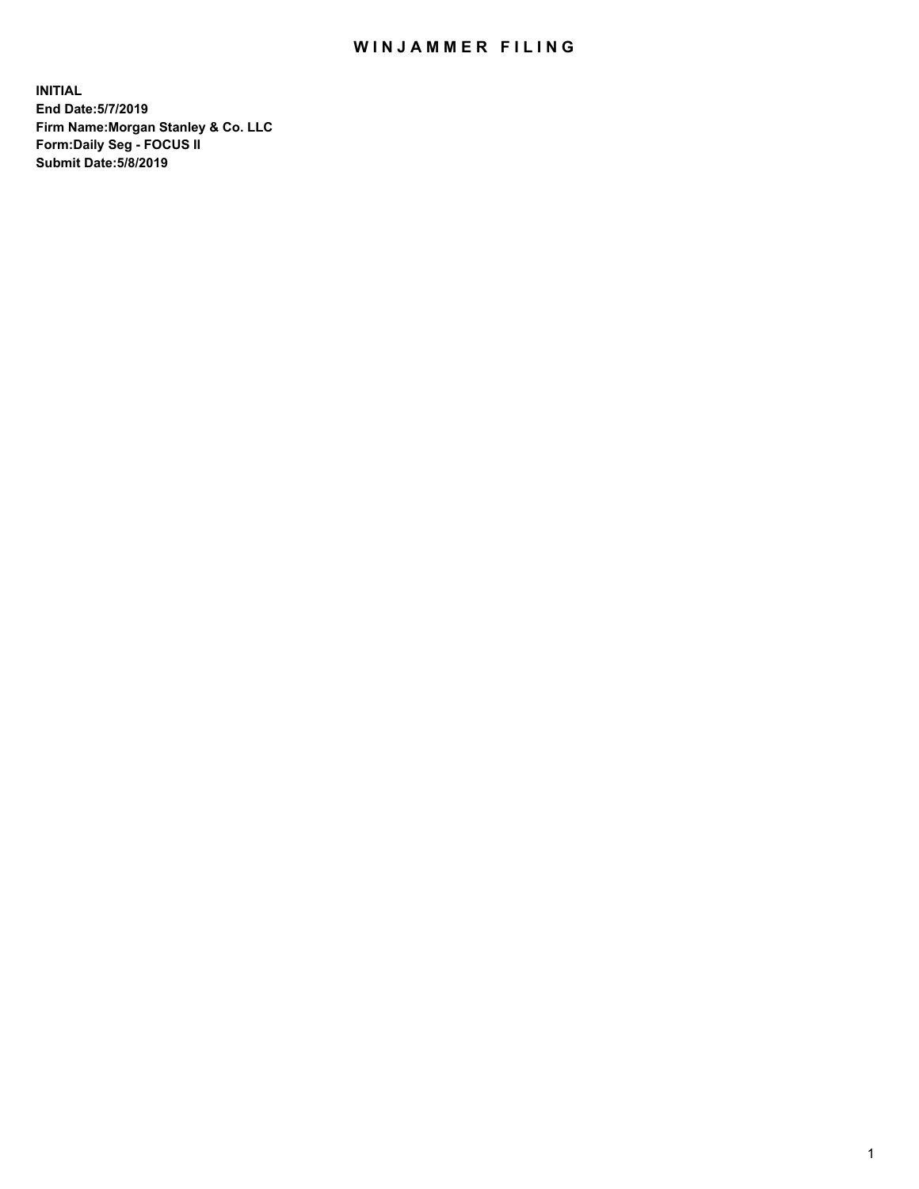# WINJAMMER FILING

**INITIAL**
**End Date:5/7/2019**
**Firm Name:Morgan Stanley & Co. LLC**
**Form:Daily Seg - FOCUS II**
**Submit Date:5/8/2019**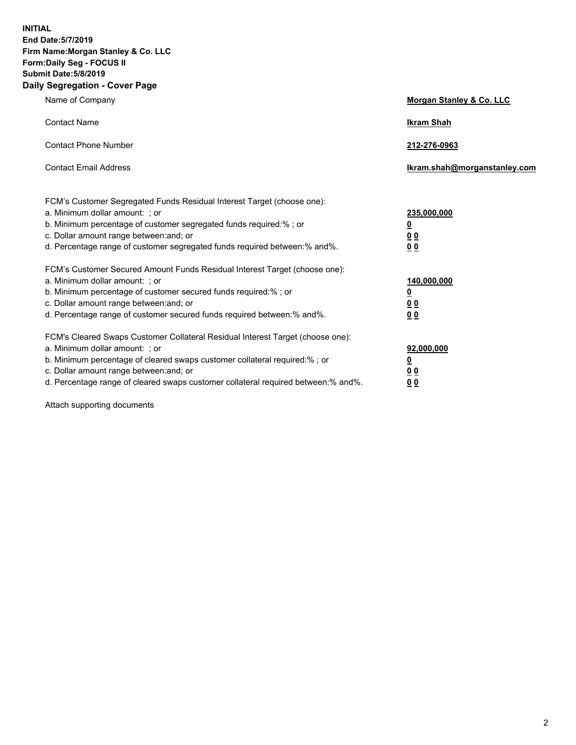**INITIAL**
**End Date:5/7/2019**
**Firm Name:Morgan Stanley & Co. LLC**
**Form:Daily Seg - FOCUS II**
**Submit Date:5/8/2019**
**Daily Segregation - Cover Page**

| | |
|---|---|
| Name of Company | **Morgan Stanley & Co. LLC** |
| Contact Name | **Ikram Shah** |
| Contact Phone Number | **212-276-0963** |
| Contact Email Address | **Ikram.shah@morganstanley.com** |

| | |
|---|---|
| FCM's Customer Segregated Funds Residual Interest Target (choose one): | |
| a. Minimum dollar amount: ; or | **235,000,000** |
| b. Minimum percentage of customer segregated funds required:% ; or | **0** |
| c. Dollar amount range between:and; or | **0 0** |
| d. Percentage range of customer segregated funds required between:% and%. | **0 0** |
| FCM's Customer Secured Amount Funds Residual Interest Target (choose one): | |
| a. Minimum dollar amount: ; or | **140,000,000** |
| b. Minimum percentage of customer secured funds required:% ; or | **0** |
| c. Dollar amount range between:and; or | **0 0** |
| d. Percentage range of customer secured funds required between:% and%. | **0 0** |
| FCM's Cleared Swaps Customer Collateral Residual Interest Target (choose one): | |
| a. Minimum dollar amount: ; or | **92,000,000** |
| b. Minimum percentage of cleared swaps customer collateral required:% ; or | **0** |
| c. Dollar amount range between:and; or | **0 0** |
| d. Percentage range of cleared swaps customer collateral required between:% and%. | **0 0** |

Attach supporting documents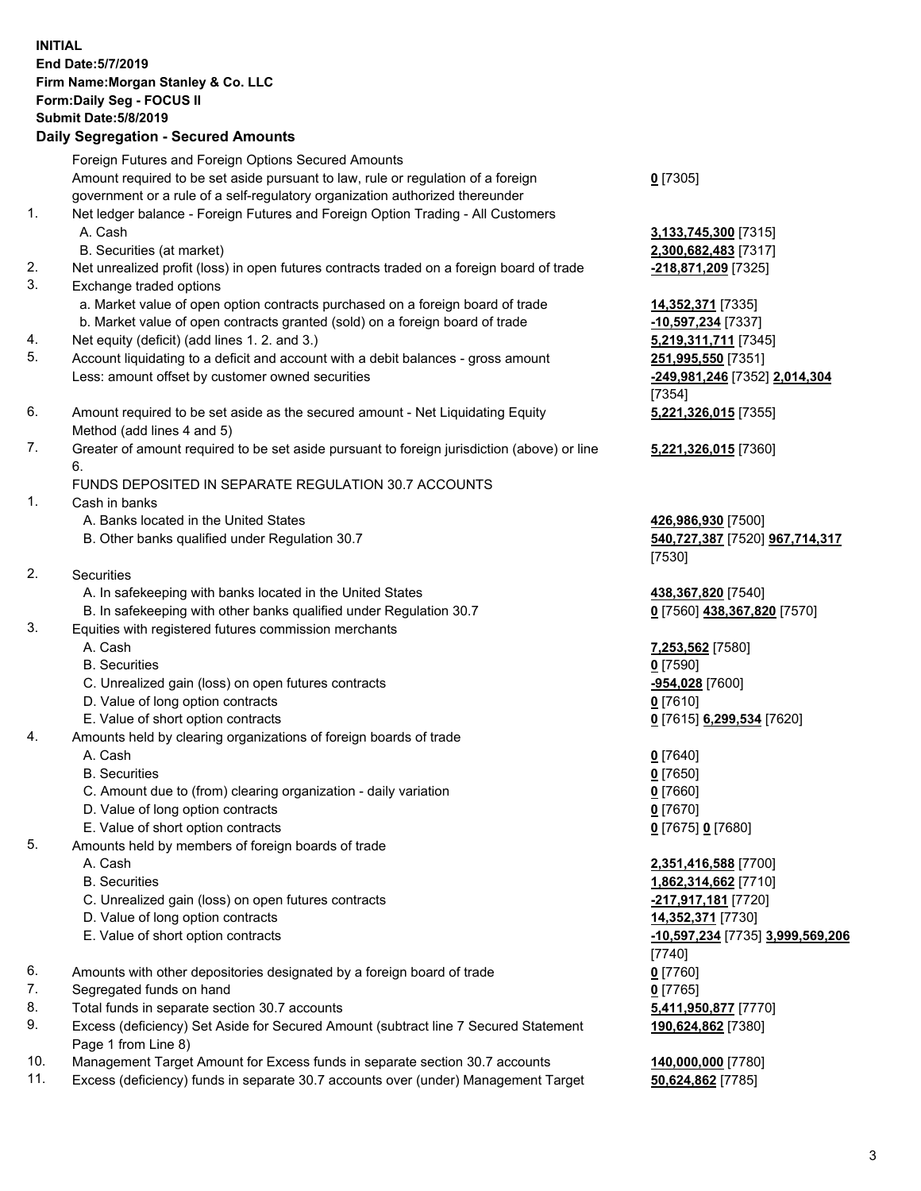**INITIAL**
**End Date:5/7/2019**
**Firm Name:Morgan Stanley & Co. LLC**
**Form:Daily Seg - FOCUS II**
**Submit Date:5/8/2019**

**Daily Segregation - Secured Amounts**

| | | |
|---|---|---|
| | Foreign Futures and Foreign Options Secured Amounts | |
| | Amount required to be set aside pursuant to law, rule or regulation of a foreign government or a rule of a self-regulatory organization authorized thereunder | **0** [7305] |
| 1. | Net ledger balance - Foreign Futures and Foreign Option Trading - All Customers | |
| | A. Cash | **3,133,745,300** [7315] |
| | B. Securities (at market) | **2,300,682,483** [7317] |
| 2. | Net unrealized profit (loss) in open futures contracts traded on a foreign board of trade | **-218,871,209** [7325] |
| 3. | Exchange traded options | |
| | a. Market value of open option contracts purchased on a foreign board of trade | **14,352,371** [7335] |
| | b. Market value of open contracts granted (sold) on a foreign board of trade | **-10,597,234** [7337] |
| 4. | Net equity (deficit) (add lines 1. 2. and 3.) | **5,219,311,711** [7345] |
| 5. | Account liquidating to a deficit and account with a debit balances - gross amount | **251,995,550** [7351] |
| | Less: amount offset by customer owned securities | **-249,981,246** [7352] **2,014,304** [7354] |
| 6. | Amount required to be set aside as the secured amount - Net Liquidating Equity Method (add lines 4 and 5) | **5,221,326,015** [7355] |
| 7. | Greater of amount required to be set aside pursuant to foreign jurisdiction (above) or line 6. | **5,221,326,015** [7360] |
| | FUNDS DEPOSITED IN SEPARATE REGULATION 30.7 ACCOUNTS | |
| 1. | Cash in banks | |
| | A. Banks located in the United States | **426,986,930** [7500] |
| | B. Other banks qualified under Regulation 30.7 | **540,727,387** [7520] **967,714,317** [7530] |
| 2. | Securities | |
| | A. In safekeeping with banks located in the United States | **438,367,820** [7540] |
| | B. In safekeeping with other banks qualified under Regulation 30.7 | **0** [7560] **438,367,820** [7570] |
| 3. | Equities with registered futures commission merchants | |
| | A. Cash | **7,253,562** [7580] |
| | B. Securities | **0** [7590] |
| | C. Unrealized gain (loss) on open futures contracts | **-954,028** [7600] |
| | D. Value of long option contracts | **0** [7610] |
| | E. Value of short option contracts | **0** [7615] **6,299,534** [7620] |
| 4. | Amounts held by clearing organizations of foreign boards of trade | |
| | A. Cash | **0** [7640] |
| | B. Securities | **0** [7650] |
| | C. Amount due to (from) clearing organization - daily variation | **0** [7660] |
| | D. Value of long option contracts | **0** [7670] |
| | E. Value of short option contracts | **0** [7675] **0** [7680] |
| 5. | Amounts held by members of foreign boards of trade | |
| | A. Cash | **2,351,416,588** [7700] |
| | B. Securities | **1,862,314,662** [7710] |
| | C. Unrealized gain (loss) on open futures contracts | **-217,917,181** [7720] |
| | D. Value of long option contracts | **14,352,371** [7730] |
| | E. Value of short option contracts | **-10,597,234** [7735] **3,999,569,206** [7740] |
| 6. | Amounts with other depositories designated by a foreign board of trade | **0** [7760] |
| 7. | Segregated funds on hand | **0** [7765] |
| 8. | Total funds in separate section 30.7 accounts | **5,411,950,877** [7770] |
| 9. | Excess (deficiency) Set Aside for Secured Amount (subtract line 7 Secured Statement Page 1 from Line 8) | **190,624,862** [7380] |
| 10. | Management Target Amount for Excess funds in separate section 30.7 accounts | **140,000,000** [7780] |
| 11. | Excess (deficiency) funds in separate 30.7 accounts over (under) Management Target | **50,624,862** [7785] |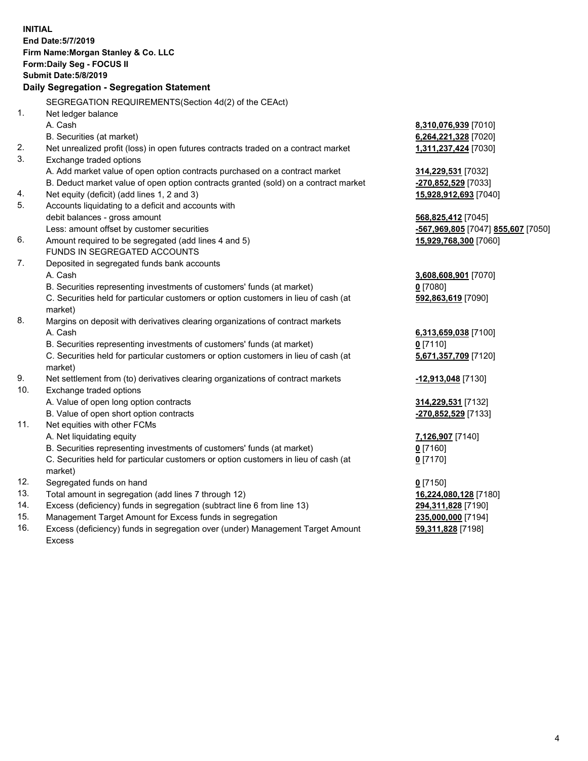**INITIAL**
**End Date:5/7/2019**
**Firm Name:Morgan Stanley & Co. LLC**
**Form:Daily Seg - FOCUS II**
**Submit Date:5/8/2019**

### Daily Segregation - Segregation Statement

SEGREGATION REQUIREMENTS(Section 4d(2) of the CEAct)

| | | |
|---|---|---|
| 1. | Net ledger balance | |
| | A. Cash | 8,310,076,939 [7010] |
| | B. Securities (at market) | 6,264,221,328 [7020] |
| 2. | Net unrealized profit (loss) in open futures contracts traded on a contract market | 1,311,237,424 [7030] |
| 3. | Exchange traded options | |
| | A. Add market value of open option contracts purchased on a contract market | 314,229,531 [7032] |
| | B. Deduct market value of open option contracts granted (sold) on a contract market | -270,852,529 [7033] |
| 4. | Net equity (deficit) (add lines 1, 2 and 3) | 15,928,912,693 [7040] |
| 5. | Accounts liquidating to a deficit and accounts with debit balances - gross amount | 568,825,412 [7045] |
| | Less: amount offset by customer securities | -567,969,805 [7047] 855,607 [7050] |
| 6. | Amount required to be segregated (add lines 4 and 5) | 15,929,768,300 [7060] |
| | FUNDS IN SEGREGATED ACCOUNTS | |
| 7. | Deposited in segregated funds bank accounts | |
| | A. Cash | 3,608,608,901 [7070] |
| | B. Securities representing investments of customers' funds (at market) | 0 [7080] |
| | C. Securities held for particular customers or option customers in lieu of cash (at market) | 592,863,619 [7090] |
| 8. | Margins on deposit with derivatives clearing organizations of contract markets | |
| | A. Cash | 6,313,659,038 [7100] |
| | B. Securities representing investments of customers' funds (at market) | 0 [7110] |
| | C. Securities held for particular customers or option customers in lieu of cash (at market) | 5,671,357,709 [7120] |
| 9. | Net settlement from (to) derivatives clearing organizations of contract markets | -12,913,048 [7130] |
| 10. | Exchange traded options | |
| | A. Value of open long option contracts | 314,229,531 [7132] |
| | B. Value of open short option contracts | -270,852,529 [7133] |
| 11. | Net equities with other FCMs | |
| | A. Net liquidating equity | 7,126,907 [7140] |
| | B. Securities representing investments of customers' funds (at market) | 0 [7160] |
| | C. Securities held for particular customers or option customers in lieu of cash (at market) | 0 [7170] |
| 12. | Segregated funds on hand | 0 [7150] |
| 13. | Total amount in segregation (add lines 7 through 12) | 16,224,080,128 [7180] |
| 14. | Excess (deficiency) funds in segregation (subtract line 6 from line 13) | 294,311,828 [7190] |
| 15. | Management Target Amount for Excess funds in segregation | 235,000,000 [7194] |
| 16. | Excess (deficiency) funds in segregation over (under) Management Target Amount Excess | 59,311,828 [7198] |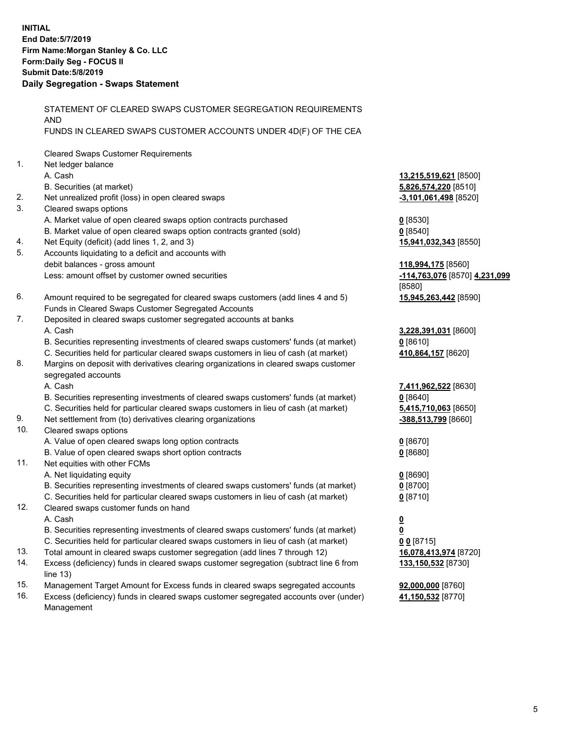**INITIAL**
**End Date:5/7/2019**
**Firm Name:Morgan Stanley & Co. LLC**
**Form:Daily Seg - FOCUS II**
**Submit Date:5/8/2019**
**Daily Segregation - Swaps Statement**

STATEMENT OF CLEARED SWAPS CUSTOMER SEGREGATION REQUIREMENTS AND FUNDS IN CLEARED SWAPS CUSTOMER ACCOUNTS UNDER 4D(F) OF THE CEA

| | | |
|---|---|---|
| | Cleared Swaps Customer Requirements | |
| 1. | Net ledger balance | |
| | A. Cash | **13,215,519,621** [8500] |
| | B. Securities (at market) | **5,826,574,220** [8510] |
| 2. | Net unrealized profit (loss) in open cleared swaps | **-3,101,061,498** [8520] |
| 3. | Cleared swaps options | |
| | A. Market value of open cleared swaps option contracts purchased | **0** [8530] |
| | B. Market value of open cleared swaps option contracts granted (sold) | **0** [8540] |
| 4. | Net Equity (deficit) (add lines 1, 2, and 3) | **15,941,032,343** [8550] |
| 5. | Accounts liquidating to a deficit and accounts with debit balances - gross amount | **118,994,175** [8560] |
| | Less: amount offset by customer owned securities | **-114,763,076** [8570] **4,231,099** [8580] |
| 6. | Amount required to be segregated for cleared swaps customers (add lines 4 and 5) | **15,945,263,442** [8590] |
| | Funds in Cleared Swaps Customer Segregated Accounts | |
| 7. | Deposited in cleared swaps customer segregated accounts at banks | |
| | A. Cash | **3,228,391,031** [8600] |
| | B. Securities representing investments of cleared swaps customers' funds (at market) | **0** [8610] |
| | C. Securities held for particular cleared swaps customers in lieu of cash (at market) | **410,864,157** [8620] |
| 8. | Margins on deposit with derivatives clearing organizations in cleared swaps customer segregated accounts | |
| | A. Cash | **7,411,962,522** [8630] |
| | B. Securities representing investments of cleared swaps customers' funds (at market) | **0** [8640] |
| | C. Securities held for particular cleared swaps customers in lieu of cash (at market) | **5,415,710,063** [8650] |
| 9. | Net settlement from (to) derivatives clearing organizations | **-388,513,799** [8660] |
| 10. | Cleared swaps options | |
| | A. Value of open cleared swaps long option contracts | **0** [8670] |
| | B. Value of open cleared swaps short option contracts | **0** [8680] |
| 11. | Net equities with other FCMs | |
| | A. Net liquidating equity | **0** [8690] |
| | B. Securities representing investments of cleared swaps customers' funds (at market) | **0** [8700] |
| | C. Securities held for particular cleared swaps customers in lieu of cash (at market) | **0** [8710] |
| 12. | Cleared swaps customer funds on hand | |
| | A. Cash | **0** |
| | B. Securities representing investments of cleared swaps customers' funds (at market) | **0** |
| | C. Securities held for particular cleared swaps customers in lieu of cash (at market) | **0** **0** [8715] |
| 13. | Total amount in cleared swaps customer segregation (add lines 7 through 12) | **16,078,413,974** [8720] |
| 14. | Excess (deficiency) funds in cleared swaps customer segregation (subtract line 6 from line 13) | **133,150,532** [8730] |
| 15. | Management Target Amount for Excess funds in cleared swaps segregated accounts | **92,000,000** [8760] |
| 16. | Excess (deficiency) funds in cleared swaps customer segregated accounts over (under) Management | **41,150,532** [8770] |